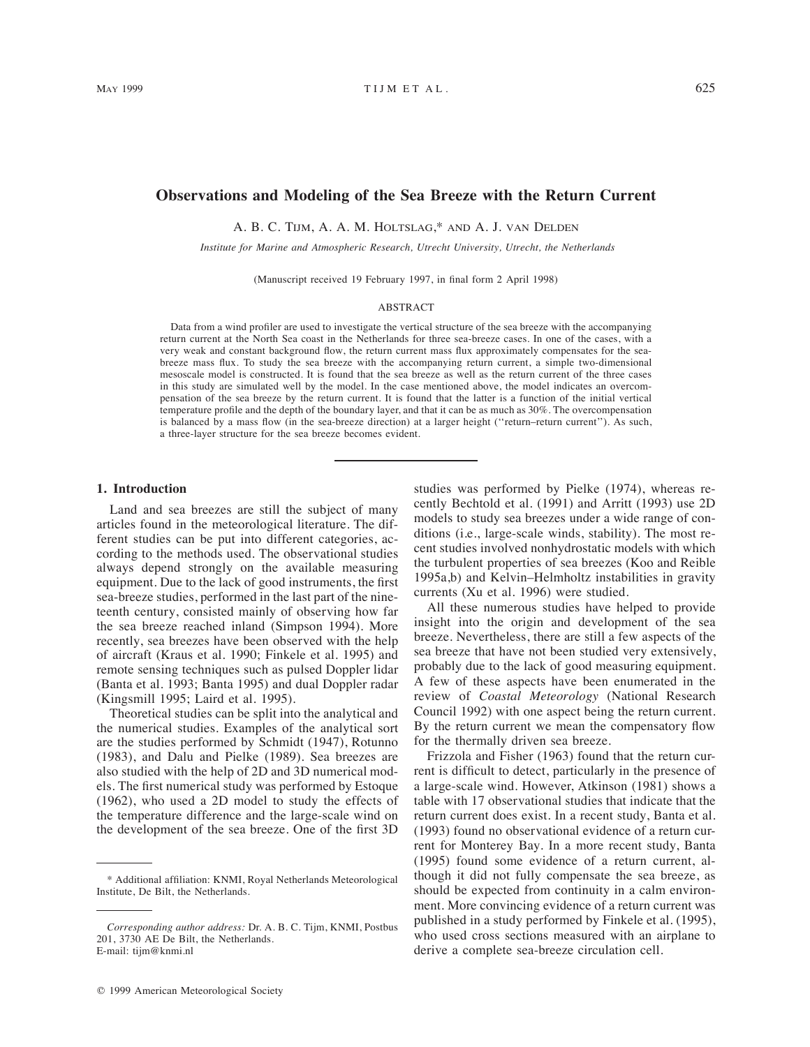# Observations and Modeling of the Sea Breeze with the Return Current

A. B. C. Tijm, A. A. M. Holtslag,* and A. J. van Delden

*Institute for Marine and Atmospheric Research, Utrecht University, Utrecht, the Netherlands*

(Manuscript received 19 February 1997, in final form 2 April 1998)

## ABSTRACT

Data from a wind profiler are used to investigate the vertical structure of the sea breeze with the accompanying return current at the North Sea coast in the Netherlands for three sea-breeze cases. In one of the cases, with a very weak and constant background flow, the return current mass flux approximately compensates for the sea-breeze mass flux. To study the sea breeze with the accompanying return current, a simple two-dimensional mesoscale model is constructed. It is found that the sea breeze as well as the return current of the three cases in this study are simulated well by the model. In the case mentioned above, the model indicates an overcompensation of the sea breeze by the return current. It is found that the latter is a function of the initial vertical temperature profile and the depth of the boundary layer, and that it can be as much as 30%. The overcompensation is balanced by a mass flow (in the sea-breeze direction) at a larger height ("return–return current"). As such, a three-layer structure for the sea breeze becomes evident.

## 1. Introduction

Land and sea breezes are still the subject of many articles found in the meteorological literature. The different studies can be put into different categories, according to the methods used. The observational studies always depend strongly on the available measuring equipment. Due to the lack of good instruments, the first sea-breeze studies, performed in the last part of the nineteenth century, consisted mainly of observing how far the sea breeze reached inland (Simpson 1994). More recently, sea breezes have been observed with the help of aircraft (Kraus et al. 1990; Finkele et al. 1995) and remote sensing techniques such as pulsed Doppler lidar (Banta et al. 1993; Banta 1995) and dual Doppler radar (Kingsmill 1995; Laird et al. 1995).

Theoretical studies can be split into the analytical and the numerical studies. Examples of the analytical sort are the studies performed by Schmidt (1947), Rotunno (1983), and Dalu and Pielke (1989). Sea breezes are also studied with the help of 2D and 3D numerical models. The first numerical study was performed by Estoque (1962), who used a 2D model to study the effects of the temperature difference and the large-scale wind on the development of the sea breeze. One of the first 3D studies was performed by Pielke (1974), whereas recently Bechtold et al. (1991) and Arritt (1993) use 2D models to study sea breezes under a wide range of conditions (i.e., large-scale winds, stability). The most recent studies involved nonhydrostatic models with which the turbulent properties of sea breezes (Koo and Reible 1995a,b) and Kelvin–Helmholtz instabilities in gravity currents (Xu et al. 1996) were studied.

All these numerous studies have helped to provide insight into the origin and development of the sea breeze. Nevertheless, there are still a few aspects of the sea breeze that have not been studied very extensively, probably due to the lack of good measuring equipment. A few of these aspects have been enumerated in the review of *Coastal Meteorology* (National Research Council 1992) with one aspect being the return current. By the return current we mean the compensatory flow for the thermally driven sea breeze.

Frizzola and Fisher (1963) found that the return current is difficult to detect, particularly in the presence of a large-scale wind. However, Atkinson (1981) shows a table with 17 observational studies that indicate that the return current does exist. In a recent study, Banta et al. (1993) found no observational evidence of a return current for Monterey Bay. In a more recent study, Banta (1995) found some evidence of a return current, although it did not fully compensate the sea breeze, as should be expected from continuity in a calm environment. More convincing evidence of a return current was published in a study performed by Finkele et al. (1995), who used cross sections measured with an airplane to derive a complete sea-breeze circulation cell.

---

\* Additional affiliation: KNMI, Royal Netherlands Meteorological Institute, De Bilt, the Netherlands.

*Corresponding author address:* Dr. A. B. C. Tijm, KNMI, Postbus 201, 3730 AE De Bilt, the Netherlands.
E-mail: tijm@knmi.nl

© 1999 American Meteorological Society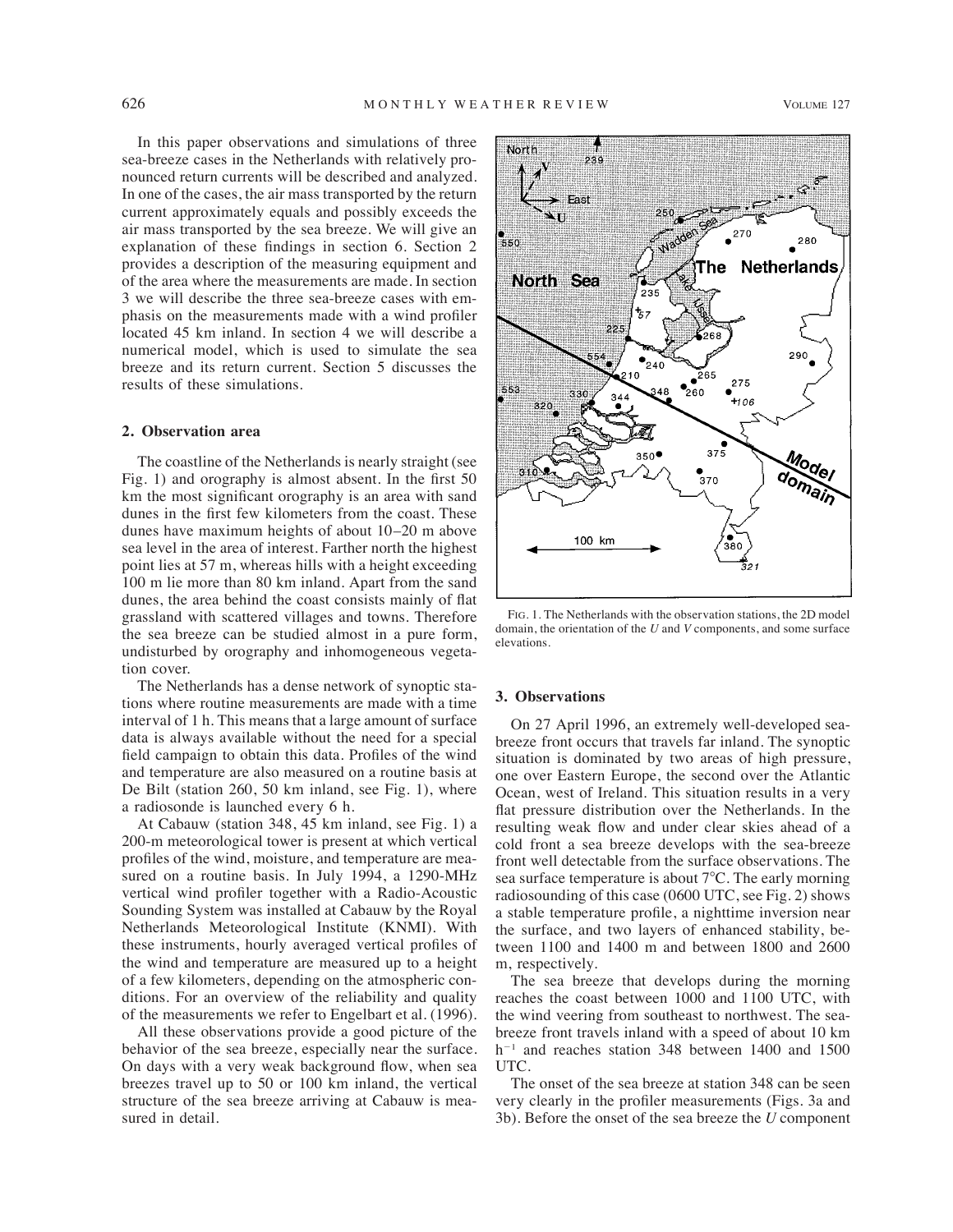In this paper observations and simulations of three sea-breeze cases in the Netherlands with relatively pronounced return currents will be described and analyzed. In one of the cases, the air mass transported by the return current approximately equals and possibly exceeds the air mass transported by the sea breeze. We will give an explanation of these findings in section 6. Section 2 provides a description of the measuring equipment and of the area where the measurements are made. In section 3 we will describe the three sea-breeze cases with emphasis on the measurements made with a wind profiler located 45 km inland. In section 4 we will describe a numerical model, which is used to simulate the sea breeze and its return current. Section 5 discusses the results of these simulations.

## 2. Observation area

The coastline of the Netherlands is nearly straight (see Fig. 1) and orography is almost absent. In the first 50 km the most significant orography is an area with sand dunes in the first few kilometers from the coast. These dunes have maximum heights of about 10–20 m above sea level in the area of interest. Farther north the highest point lies at 57 m, whereas hills with a height exceeding 100 m lie more than 80 km inland. Apart from the sand dunes, the area behind the coast consists mainly of flat grassland with scattered villages and towns. Therefore the sea breeze can be studied almost in a pure form, undisturbed by orography and inhomogeneous vegetation cover.

The Netherlands has a dense network of synoptic stations where routine measurements are made with a time interval of 1 h. This means that a large amount of surface data is always available without the need for a special field campaign to obtain this data. Profiles of the wind and temperature are also measured on a routine basis at De Bilt (station 260, 50 km inland, see Fig. 1), where a radiosonde is launched every 6 h.

At Cabauw (station 348, 45 km inland, see Fig. 1) a 200-m meteorological tower is present at which vertical profiles of the wind, moisture, and temperature are measured on a routine basis. In July 1994, a 1290-MHz vertical wind profiler together with a Radio-Acoustic Sounding System was installed at Cabauw by the Royal Netherlands Meteorological Institute (KNMI). With these instruments, hourly averaged vertical profiles of the wind and temperature are measured up to a height of a few kilometers, depending on the atmospheric conditions. For an overview of the reliability and quality of the measurements we refer to Engelbart et al. (1996).

All these observations provide a good picture of the behavior of the sea breeze, especially near the surface. On days with a very weak background flow, when sea breezes travel up to 50 or 100 km inland, the vertical structure of the sea breeze arriving at Cabauw is measured in detail.

FIG. 1. The Netherlands with the observation stations, the 2D model domain, the orientation of the $U$ and $V$ components, and some surface elevations.

## 3. Observations

On 27 April 1996, an extremely well-developed sea-breeze front occurs that travels far inland. The synoptic situation is dominated by two areas of high pressure, one over Eastern Europe, the second over the Atlantic Ocean, west of Ireland. This situation results in a very flat pressure distribution over the Netherlands. In the resulting weak flow and under clear skies ahead of a cold front a sea breeze develops with the sea-breeze front well detectable from the surface observations. The sea surface temperature is about 7°C. The early morning radiosounding of this case (0600 UTC, see Fig. 2) shows a stable temperature profile, a nighttime inversion near the surface, and two layers of enhanced stability, between 1100 and 1400 m and between 1800 and 2600 m, respectively.

The sea breeze that develops during the morning reaches the coast between 1000 and 1100 UTC, with the wind veering from southeast to northwest. The sea-breeze front travels inland with a speed of about 10 km $h^{-1}$ and reaches station 348 between 1400 and 1500 UTC.

The onset of the sea breeze at station 348 can be seen very clearly in the profiler measurements (Figs. 3a and 3b). Before the onset of the sea breeze the $U$ component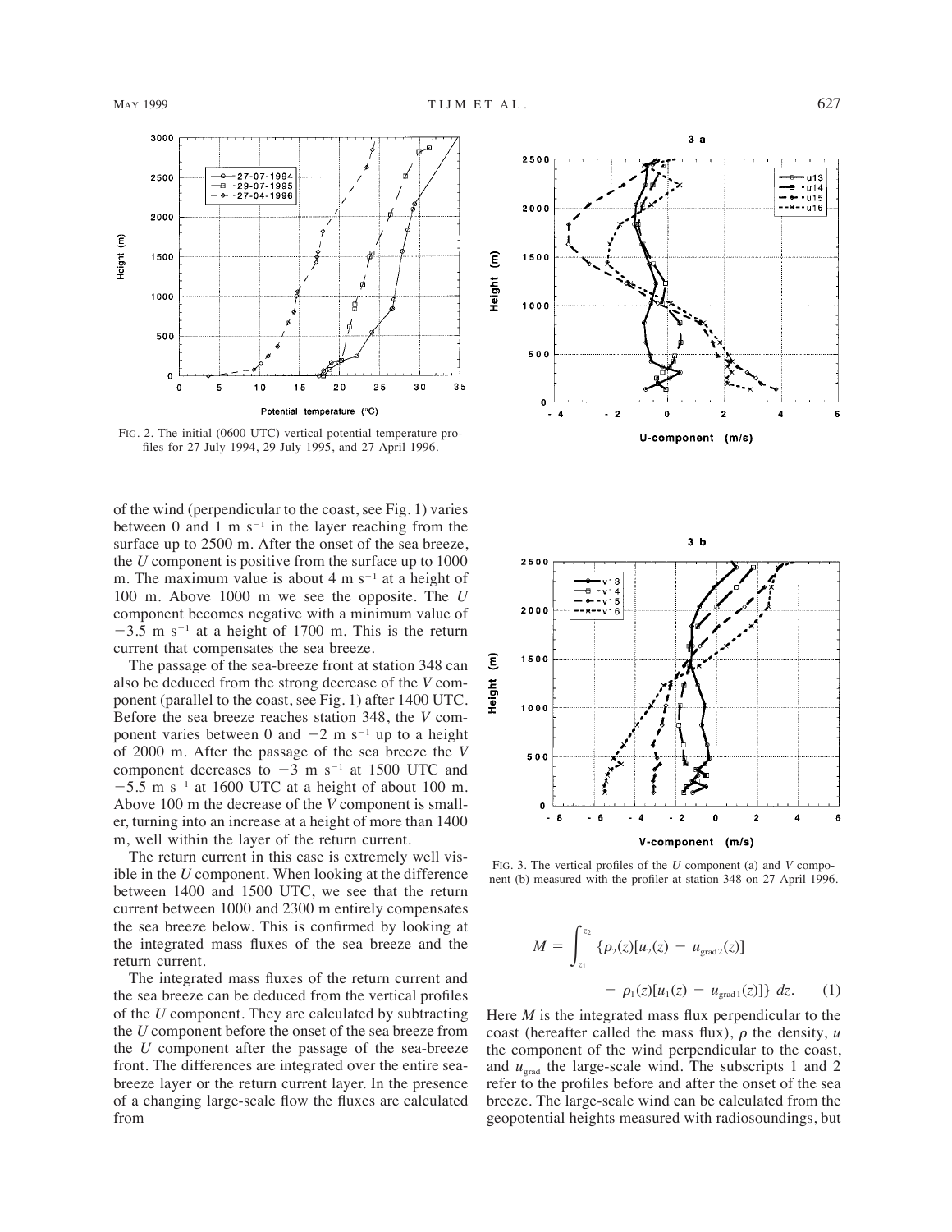FIG. 2. The initial (0600 UTC) vertical potential temperature profiles for 27 July 1994, 29 July 1995, and 27 April 1996.

FIG. 3. The vertical profiles of the $U$ component (a) and $V$ component (b) measured with the profiler at station 348 on 27 April 1996.

of the wind (perpendicular to the coast, see Fig. 1) varies between 0 and 1 m s$^{-1}$ in the layer reaching from the surface up to 2500 m. After the onset of the sea breeze, the $U$ component is positive from the surface up to 1000 m. The maximum value is about 4 m s$^{-1}$ at a height of 100 m. Above 1000 m we see the opposite. The $U$ component becomes negative with a minimum value of $-3.5$ m s$^{-1}$ at a height of 1700 m. This is the return current that compensates the sea breeze.

The passage of the sea-breeze front at station 348 can also be deduced from the strong decrease of the $V$ component (parallel to the coast, see Fig. 1) after 1400 UTC. Before the sea breeze reaches station 348, the $V$ component varies between 0 and $-2$ m s$^{-1}$ up to a height of 2000 m. After the passage of the sea breeze the $V$ component decreases to $-3$ m s$^{-1}$ at 1500 UTC and $-5.5$ m s$^{-1}$ at 1600 UTC at a height of about 100 m. Above 100 m the decrease of the $V$ component is smaller, turning into an increase at a height of more than 1400 m, well within the layer of the return current.

The return current in this case is extremely well visible in the $U$ component. When looking at the difference between 1400 and 1500 UTC, we see that the return current between 1000 and 2300 m entirely compensates the sea breeze below. This is confirmed by looking at the integrated mass fluxes of the sea breeze and the return current.

The integrated mass fluxes of the return current and the sea breeze can be deduced from the vertical profiles of the $U$ component. They are calculated by subtracting the $U$ component before the onset of the sea breeze from the $U$ component after the passage of the sea-breeze front. The differences are integrated over the entire sea-breeze layer or the return current layer. In the presence of a changing large-scale flow the fluxes are calculated from

$$M = \int_{z_1}^{z_2} \{\rho_2(z)[u_2(z) - u_{\mathrm{grad}\,2}(z)] - \rho_1(z)[u_1(z) - u_{\mathrm{grad}\,1}(z)]\}\, dz. \quad (1)$$

Here $M$ is the integrated mass flux perpendicular to the coast (hereafter called the mass flux), $\rho$ the density, $u$ the component of the wind perpendicular to the coast, and $u_{\mathrm{grad}}$ the large-scale wind. The subscripts 1 and 2 refer to the profiles before and after the onset of the sea breeze. The large-scale wind can be calculated from the geopotential heights measured with radiosoundings, but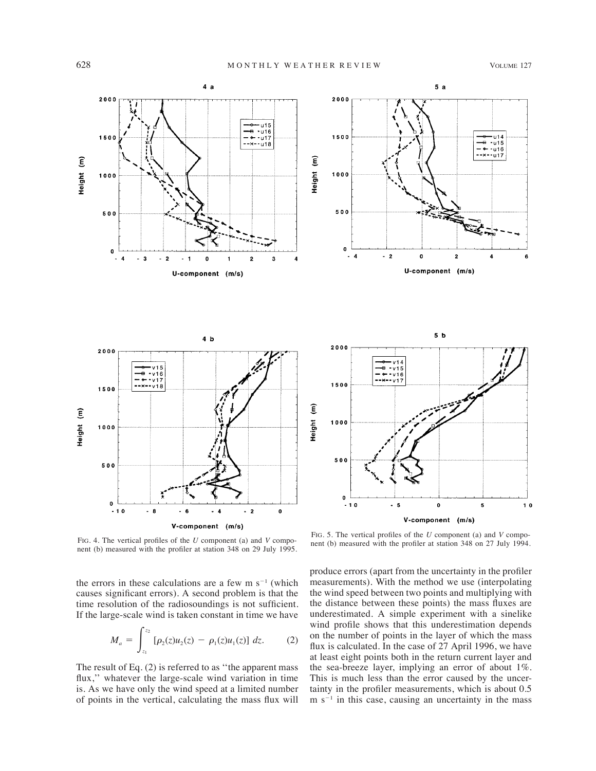FIG. 4. The vertical profiles of the $U$ component (a) and $V$ component (b) measured with the profiler at station 348 on 29 July 1995.

FIG. 5. The vertical profiles of the $U$ component (a) and $V$ component (b) measured with the profiler at station 348 on 27 July 1994.

the errors in these calculations are a few m s$^{-1}$ (which causes significant errors). A second problem is that the time resolution of the radiosoundings is not sufficient. If the large-scale wind is taken constant in time we have

$$M_a = \int_{z_1}^{z_2} [\rho_2(z)u_2(z) - \rho_1(z)u_1(z)]\, dz. \qquad (2)$$

The result of Eq. (2) is referred to as ''the apparent mass flux,'' whatever the large-scale wind variation in time is. As we have only the wind speed at a limited number of points in the vertical, calculating the mass flux will produce errors (apart from the uncertainty in the profiler measurements). With the method we use (interpolating the wind speed between two points and multiplying with the distance between these points) the mass fluxes are underestimated. A simple experiment with a sinelike wind profile shows that this underestimation depends on the number of points in the layer of which the mass flux is calculated. In the case of 27 April 1996, we have at least eight points both in the return current layer and the sea-breeze layer, implying an error of about 1%. This is much less than the error caused by the uncertainty in the profiler measurements, which is about 0.5 m s$^{-1}$ in this case, causing an uncertainty in the mass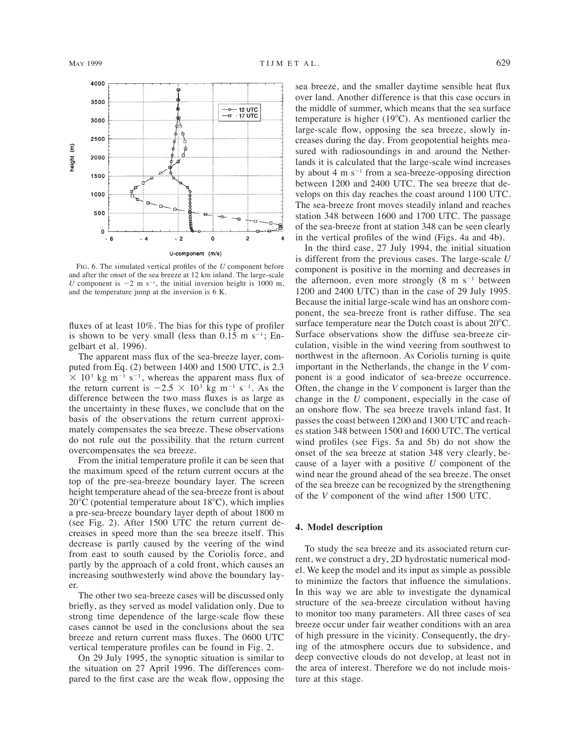FIG. 6. The simulated vertical profiles of the $U$ component before and after the onset of the sea breeze at 12 km inland. The large-scale $U$ component is $-2$ m s$^{-1}$, the initial inversion height is 1000 m, and the temperature jump at the inversion is 6 K.

fluxes of at least 10%. The bias for this type of profiler is shown to be very small (less than 0.15 m s$^{-1}$; Engelbart et al. 1996).

The apparent mass flux of the sea-breeze layer, computed from Eq. (2) between 1400 and 1500 UTC, is $2.3 \times 10^3$ kg m$^{-1}$ s$^{-1}$, whereas the apparent mass flux of the return current is $-2.5 \times 10^3$ kg m$^{-1}$ s$^{-1}$. As the difference between the two mass fluxes is as large as the uncertainty in these fluxes, we conclude that on the basis of the observations the return current approximately compensates the sea breeze. These observations do not rule out the possibility that the return current overcompensates the sea breeze.

From the initial temperature profile it can be seen that the maximum speed of the return current occurs at the top of the pre-sea-breeze boundary layer. The screen height temperature ahead of the sea-breeze front is about 20°C (potential temperature about 18°C), which implies a pre-sea-breeze boundary layer depth of about 1800 m (see Fig. 2). After 1500 UTC the return current decreases in speed more than the sea breeze itself. This decrease is partly caused by the veering of the wind from east to south caused by the Coriolis force, and partly by the approach of a cold front, which causes an increasing southwesterly wind above the boundary layer.

The other two sea-breeze cases will be discussed only briefly, as they served as model validation only. Due to strong time dependence of the large-scale flow these cases cannot be used in the conclusions about the sea breeze and return current mass fluxes. The 0600 UTC vertical temperature profiles can be found in Fig. 2.

On 29 July 1995, the synoptic situation is similar to the situation on 27 April 1996. The differences compared to the first case are the weak flow, opposing the sea breeze, and the smaller daytime sensible heat flux over land. Another difference is that this case occurs in the middle of summer, which means that the sea surface temperature is higher (19°C). As mentioned earlier the large-scale flow, opposing the sea breeze, slowly increases during the day. From geopotential heights measured with radiosoundings in and around the Netherlands it is calculated that the large-scale wind increases by about 4 m s$^{-1}$ from a sea-breeze-opposing direction between 1200 and 2400 UTC. The sea breeze that develops on this day reaches the coast around 1100 UTC. The sea-breeze front moves steadily inland and reaches station 348 between 1600 and 1700 UTC. The passage of the sea-breeze front at station 348 can be seen clearly in the vertical profiles of the wind (Figs. 4a and 4b).

In the third case, 27 July 1994, the initial situation is different from the previous cases. The large-scale $U$ component is positive in the morning and decreases in the afternoon, even more strongly (8 m s$^{-1}$ between 1200 and 2400 UTC) than in the case of 29 July 1995. Because the initial large-scale wind has an onshore component, the sea-breeze front is rather diffuse. The sea surface temperature near the Dutch coast is about 20°C. Surface observations show the diffuse sea-breeze circulation, visible in the wind veering from southwest to northwest in the afternoon. As Coriolis turning is quite important in the Netherlands, the change in the $V$ component is a good indicator of sea-breeze occurrence. Often, the change in the $V$ component is larger than the change in the $U$ component, especially in the case of an onshore flow. The sea breeze travels inland fast. It passes the coast between 1200 and 1300 UTC and reaches station 348 between 1500 and 1600 UTC. The vertical wind profiles (see Figs. 5a and 5b) do not show the onset of the sea breeze at station 348 very clearly, because of a layer with a positive $U$ component of the wind near the ground ahead of the sea breeze. The onset of the sea breeze can be recognized by the strengthening of the $V$ component of the wind after 1500 UTC.

## 4. Model description

To study the sea breeze and its associated return current, we construct a dry, 2D hydrostatic numerical model. We keep the model and its input as simple as possible to minimize the factors that influence the simulations. In this way we are able to investigate the dynamical structure of the sea-breeze circulation without having to monitor too many parameters. All three cases of sea breeze occur under fair weather conditions with an area of high pressure in the vicinity. Consequently, the drying of the atmosphere occurs due to subsidence, and deep convective clouds do not develop, at least not in the area of interest. Therefore we do not include moisture at this stage.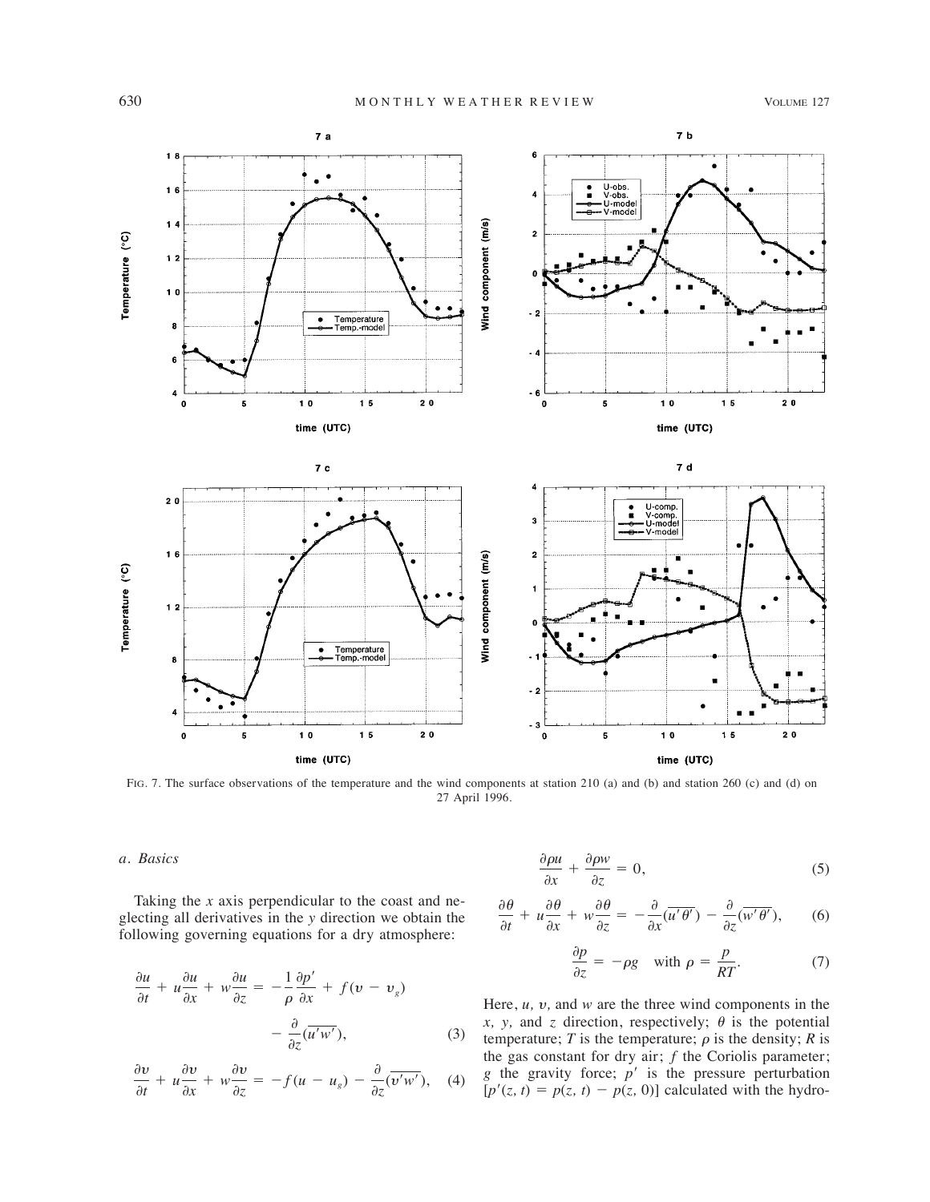FIG. 7. The surface observations of the temperature and the wind components at station 210 (a) and (b) and station 260 (c) and (d) on 27 April 1996.

### *a. Basics*

Taking the $x$ axis perpendicular to the coast and neglecting all derivatives in the $y$ direction we obtain the following governing equations for a dry atmosphere:

$$\frac{\partial u}{\partial t} + u\frac{\partial u}{\partial x} + w\frac{\partial u}{\partial z} = -\frac{1}{\rho}\frac{\partial p'}{\partial x} + f(v - v_g) - \frac{\partial}{\partial z}(\overline{u'w'}), \quad (3)$$

$$\frac{\partial v}{\partial t} + u\frac{\partial v}{\partial x} + w\frac{\partial v}{\partial z} = -f(u - u_g) - \frac{\partial}{\partial z}(\overline{v'w'}), \quad (4)$$

$$\frac{\partial \rho u}{\partial x} + \frac{\partial \rho w}{\partial z} = 0, \quad (5)$$

$$\frac{\partial \theta}{\partial t} + u\frac{\partial \theta}{\partial x} + w\frac{\partial \theta}{\partial z} = -\frac{\partial}{\partial x}(\overline{u'\theta'}) - \frac{\partial}{\partial z}(\overline{w'\theta'}), \quad (6)$$

$$\frac{\partial p}{\partial z} = -\rho g \quad \text{with } \rho = \frac{p}{RT}. \quad (7)$$

Here, $u$, $v$, and $w$ are the three wind components in the $x$, $y$, and $z$ direction, respectively; $\theta$ is the potential temperature; $T$ is the temperature; $\rho$ is the density; $R$ is the gas constant for dry air; $f$ the Coriolis parameter; $g$ the gravity force; $p'$ is the pressure perturbation $[p'(z, t) = p(z, t) - p(z, 0)]$ calculated with the hydro-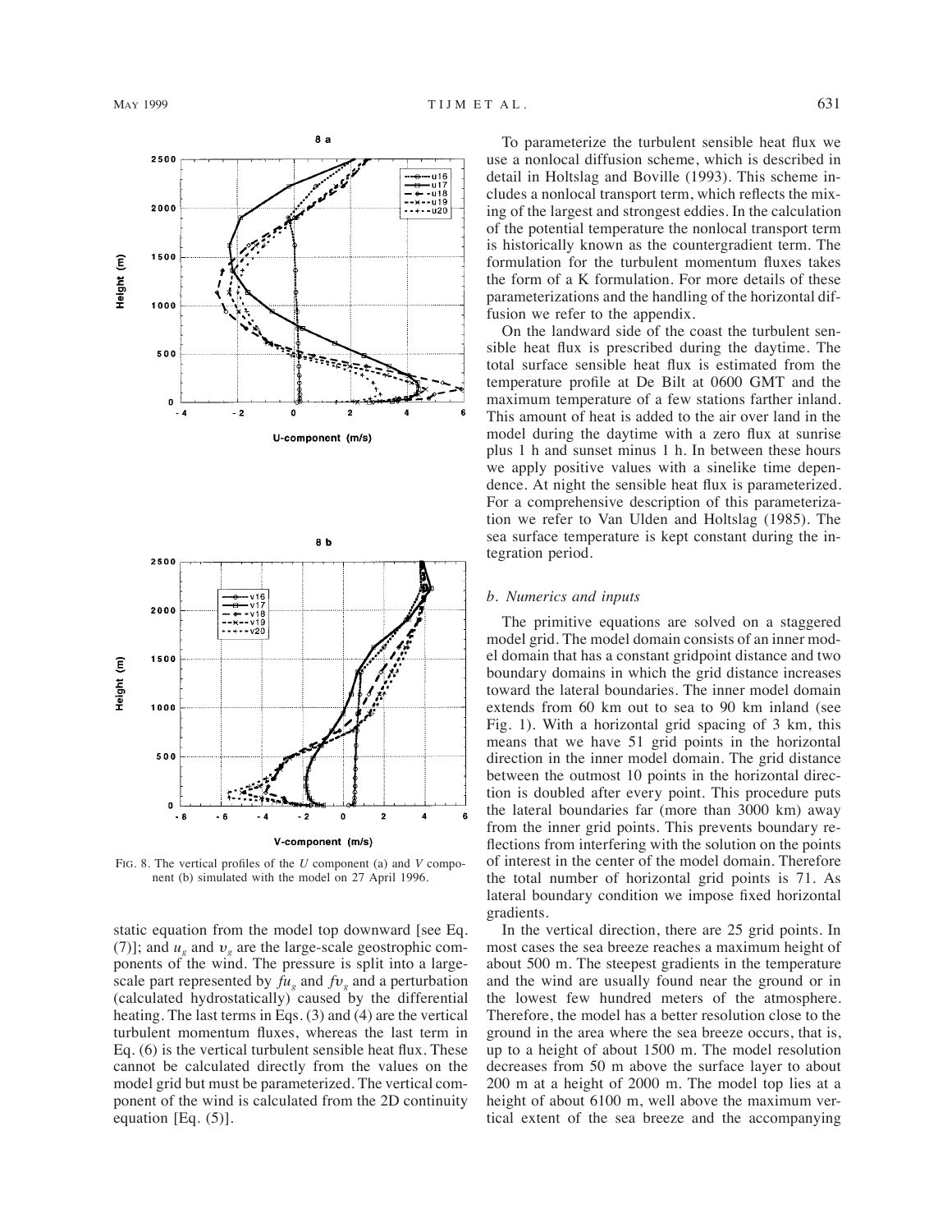FIG. 8. The vertical profiles of the $U$ component (a) and $V$ component (b) simulated with the model on 27 April 1996.

static equation from the model top downward [see Eq. (7)]; and $u_g$ and $v_g$ are the large-scale geostrophic components of the wind. The pressure is split into a large-scale part represented by $fu_g$ and $fv_g$ and a perturbation (calculated hydrostatically) caused by the differential heating. The last terms in Eqs. (3) and (4) are the vertical turbulent momentum fluxes, whereas the last term in Eq. (6) is the vertical turbulent sensible heat flux. These cannot be calculated directly from the values on the model grid but must be parameterized. The vertical component of the wind is calculated from the 2D continuity equation [Eq. (5)].

To parameterize the turbulent sensible heat flux we use a nonlocal diffusion scheme, which is described in detail in Holtslag and Boville (1993). This scheme includes a nonlocal transport term, which reflects the mixing of the largest and strongest eddies. In the calculation of the potential temperature the nonlocal transport term is historically known as the countergradient term. The formulation for the turbulent momentum fluxes takes the form of a K formulation. For more details of these parameterizations and the handling of the horizontal diffusion we refer to the appendix.

On the landward side of the coast the turbulent sensible heat flux is prescribed during the daytime. The total surface sensible heat flux is estimated from the temperature profile at De Bilt at 0600 GMT and the maximum temperature of a few stations farther inland. This amount of heat is added to the air over land in the model during the daytime with a zero flux at sunrise plus 1 h and sunset minus 1 h. In between these hours we apply positive values with a sinelike time dependence. At night the sensible heat flux is parameterized. For a comprehensive description of this parameterization we refer to Van Ulden and Holtslag (1985). The sea surface temperature is kept constant during the integration period.

### *b. Numerics and inputs*

The primitive equations are solved on a staggered model grid. The model domain consists of an inner model domain that has a constant gridpoint distance and two boundary domains in which the grid distance increases toward the lateral boundaries. The inner model domain extends from 60 km out to sea to 90 km inland (see Fig. 1). With a horizontal grid spacing of 3 km, this means that we have 51 grid points in the horizontal direction in the inner model domain. The grid distance between the outmost 10 points in the horizontal direction is doubled after every point. This procedure puts the lateral boundaries far (more than 3000 km) away from the inner grid points. This prevents boundary reflections from interfering with the solution on the points of interest in the center of the model domain. Therefore the total number of horizontal grid points is 71. As lateral boundary condition we impose fixed horizontal gradients.

In the vertical direction, there are 25 grid points. In most cases the sea breeze reaches a maximum height of about 500 m. The steepest gradients in the temperature and the wind are usually found near the ground or in the lowest few hundred meters of the atmosphere. Therefore, the model has a better resolution close to the ground in the area where the sea breeze occurs, that is, up to a height of about 1500 m. The model resolution decreases from 50 m above the surface layer to about 200 m at a height of 2000 m. The model top lies at a height of about 6100 m, well above the maximum vertical extent of the sea breeze and the accompanying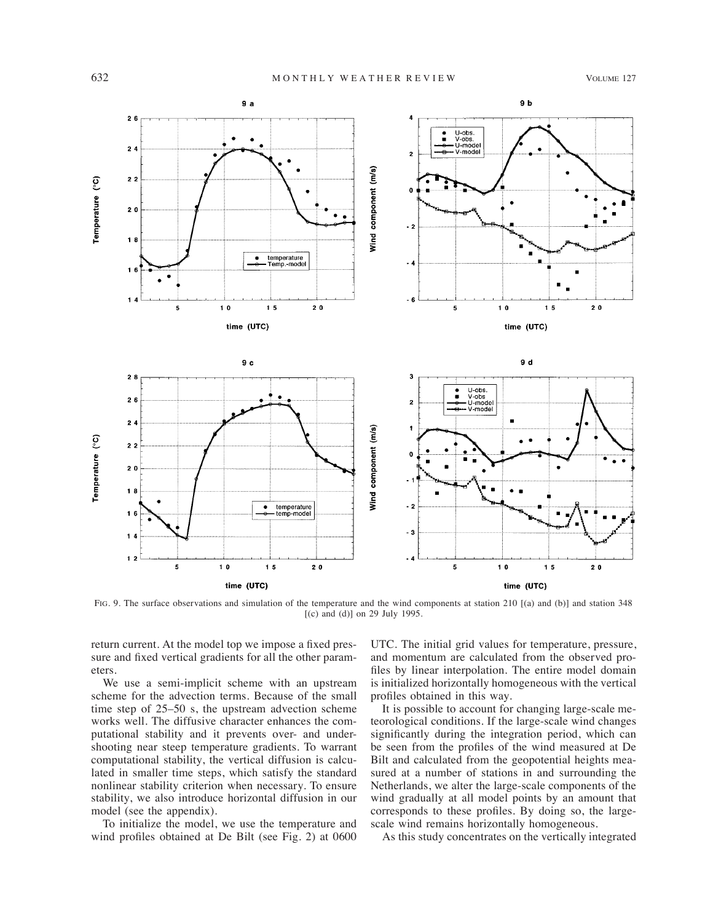FIG. 9. The surface observations and simulation of the temperature and the wind components at station 210 [(a) and (b)] and station 348 [(c) and (d)] on 29 July 1995.

return current. At the model top we impose a fixed pressure and fixed vertical gradients for all the other parameters.

We use a semi-implicit scheme with an upstream scheme for the advection terms. Because of the small time step of 25–50 s, the upstream advection scheme works well. The diffusive character enhances the computational stability and it prevents over- and undershooting near steep temperature gradients. To warrant computational stability, the vertical diffusion is calculated in smaller time steps, which satisfy the standard nonlinear stability criterion when necessary. To ensure stability, we also introduce horizontal diffusion in our model (see the appendix).

To initialize the model, we use the temperature and wind profiles obtained at De Bilt (see Fig. 2) at 0600 UTC. The initial grid values for temperature, pressure, and momentum are calculated from the observed profiles by linear interpolation. The entire model domain is initialized horizontally homogeneous with the vertical profiles obtained in this way.

It is possible to account for changing large-scale meteorological conditions. If the large-scale wind changes significantly during the integration period, which can be seen from the profiles of the wind measured at De Bilt and calculated from the geopotential heights measured at a number of stations in and surrounding the Netherlands, we alter the large-scale components of the wind gradually at all model points by an amount that corresponds to these profiles. By doing so, the large-scale wind remains horizontally homogeneous.

As this study concentrates on the vertically integrated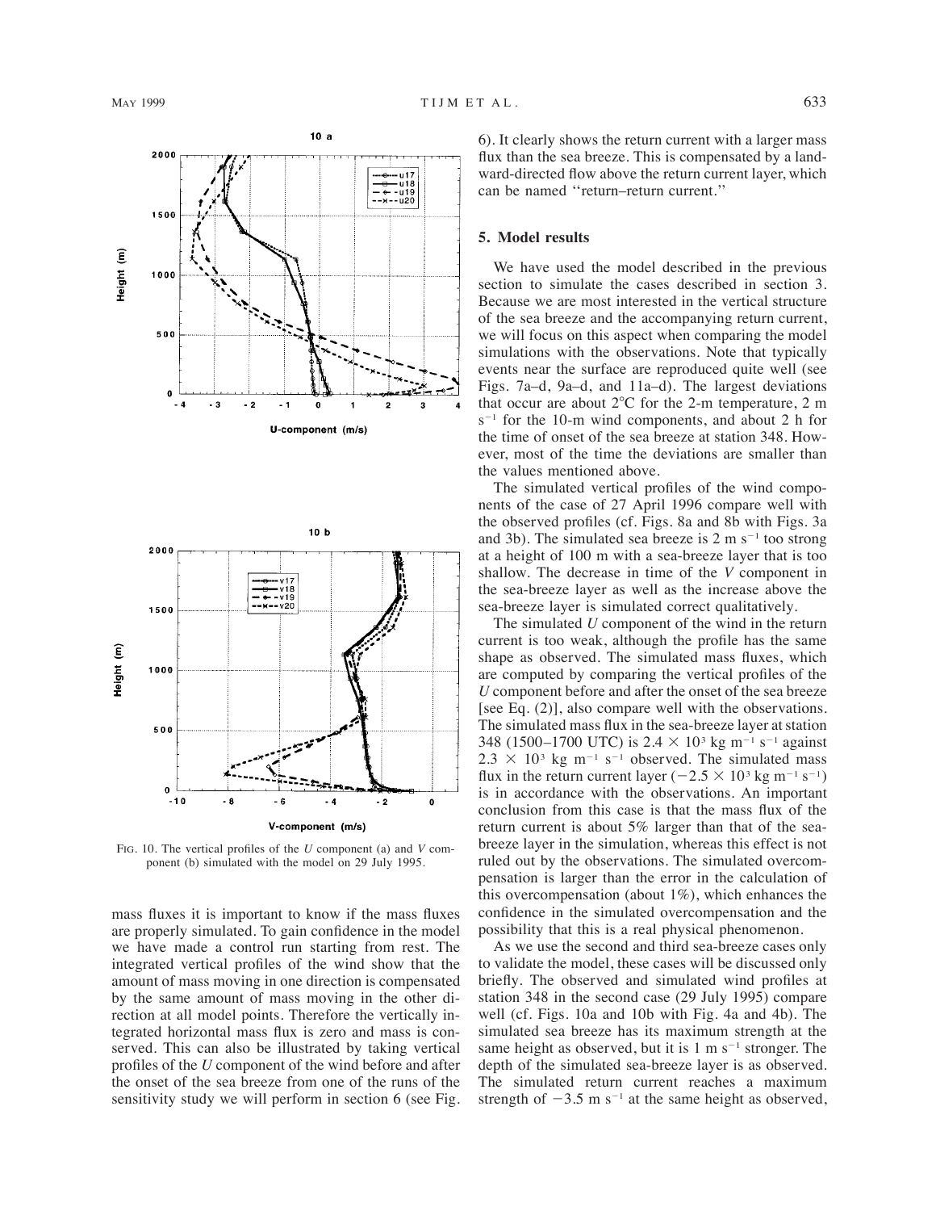FIG. 10. The vertical profiles of the $U$ component (a) and $V$ component (b) simulated with the model on 29 July 1995.

mass fluxes it is important to know if the mass fluxes are properly simulated. To gain confidence in the model we have made a control run starting from rest. The integrated vertical profiles of the wind show that the amount of mass moving in one direction is compensated by the same amount of mass moving in the other direction at all model points. Therefore the vertically integrated horizontal mass flux is zero and mass is conserved. This can also be illustrated by taking vertical profiles of the $U$ component of the wind before and after the onset of the sea breeze from one of the runs of the sensitivity study we will perform in section 6 (see Fig. 6). It clearly shows the return current with a larger mass flux than the sea breeze. This is compensated by a landward-directed flow above the return current layer, which can be named "return–return current."

## 5. Model results

We have used the model described in the previous section to simulate the cases described in section 3. Because we are most interested in the vertical structure of the sea breeze and the accompanying return current, we will focus on this aspect when comparing the model simulations with the observations. Note that typically events near the surface are reproduced quite well (see Figs. 7a–d, 9a–d, and 11a–d). The largest deviations that occur are about 2°C for the 2-m temperature, 2 m $s^{-1}$ for the 10-m wind components, and about 2 h for the time of onset of the sea breeze at station 348. However, most of the time the deviations are smaller than the values mentioned above.

The simulated vertical profiles of the wind components of the case of 27 April 1996 compare well with the observed profiles (cf. Figs. 8a and 8b with Figs. 3a and 3b). The simulated sea breeze is 2 m $s^{-1}$ too strong at a height of 100 m with a sea-breeze layer that is too shallow. The decrease in time of the $V$ component in the sea-breeze layer as well as the increase above the sea-breeze layer is simulated correct qualitatively.

The simulated $U$ component of the wind in the return current is too weak, although the profile has the same shape as observed. The simulated mass fluxes, which are computed by comparing the vertical profiles of the $U$ component before and after the onset of the sea breeze [see Eq. (2)], also compare well with the observations. The simulated mass flux in the sea-breeze layer at station 348 (1500–1700 UTC) is $2.4 \times 10^3$ kg $m^{-1}$ $s^{-1}$ against $2.3 \times 10^3$ kg $m^{-1}$ $s^{-1}$ observed. The simulated mass flux in the return current layer ($-2.5 \times 10^3$ kg $m^{-1}$ $s^{-1}$) is in accordance with the observations. An important conclusion from this case is that the mass flux of the return current is about 5% larger than that of the sea-breeze layer in the simulation, whereas this effect is not ruled out by the observations. The simulated overcompensation is larger than the error in the calculation of this overcompensation (about 1%), which enhances the confidence in the simulated overcompensation and the possibility that this is a real physical phenomenon.

As we use the second and third sea-breeze cases only to validate the model, these cases will be discussed only briefly. The observed and simulated wind profiles at station 348 in the second case (29 July 1995) compare well (cf. Figs. 10a and 10b with Fig. 4a and 4b). The simulated sea breeze has its maximum strength at the same height as observed, but it is 1 m $s^{-1}$ stronger. The depth of the simulated sea-breeze layer is as observed. The simulated return current reaches a maximum strength of $-3.5$ m $s^{-1}$ at the same height as observed,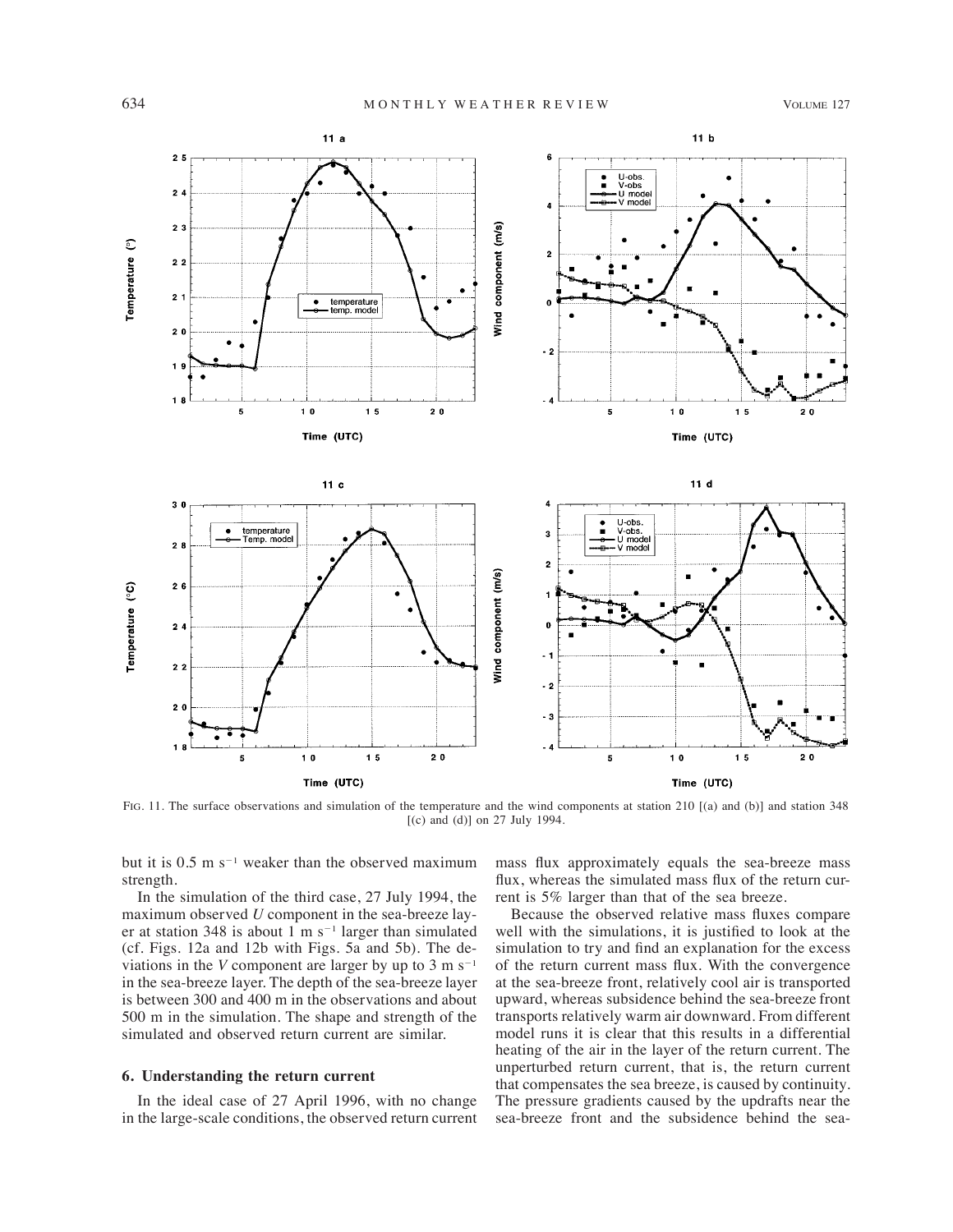FIG. 11. The surface observations and simulation of the temperature and the wind components at station 210 [(a) and (b)] and station 348 [(c) and (d)] on 27 July 1994.

but it is 0.5 m s$^{-1}$ weaker than the observed maximum strength.

In the simulation of the third case, 27 July 1994, the maximum observed $U$ component in the sea-breeze layer at station 348 is about 1 m s$^{-1}$ larger than simulated (cf. Figs. 12a and 12b with Figs. 5a and 5b). The deviations in the $V$ component are larger by up to 3 m s$^{-1}$ in the sea-breeze layer. The depth of the sea-breeze layer is between 300 and 400 m in the observations and about 500 m in the simulation. The shape and strength of the simulated and observed return current are similar.

## 6. Understanding the return current

In the ideal case of 27 April 1996, with no change in the large-scale conditions, the observed return current mass flux approximately equals the sea-breeze mass flux, whereas the simulated mass flux of the return current is 5% larger than that of the sea breeze.

Because the observed relative mass fluxes compare well with the simulations, it is justified to look at the simulation to try and find an explanation for the excess of the return current mass flux. With the convergence at the sea-breeze front, relatively cool air is transported upward, whereas subsidence behind the sea-breeze front transports relatively warm air downward. From different model runs it is clear that this results in a differential heating of the air in the layer of the return current. The unperturbed return current, that is, the return current that compensates the sea breeze, is caused by continuity. The pressure gradients caused by the updrafts near the sea-breeze front and the subsidence behind the sea-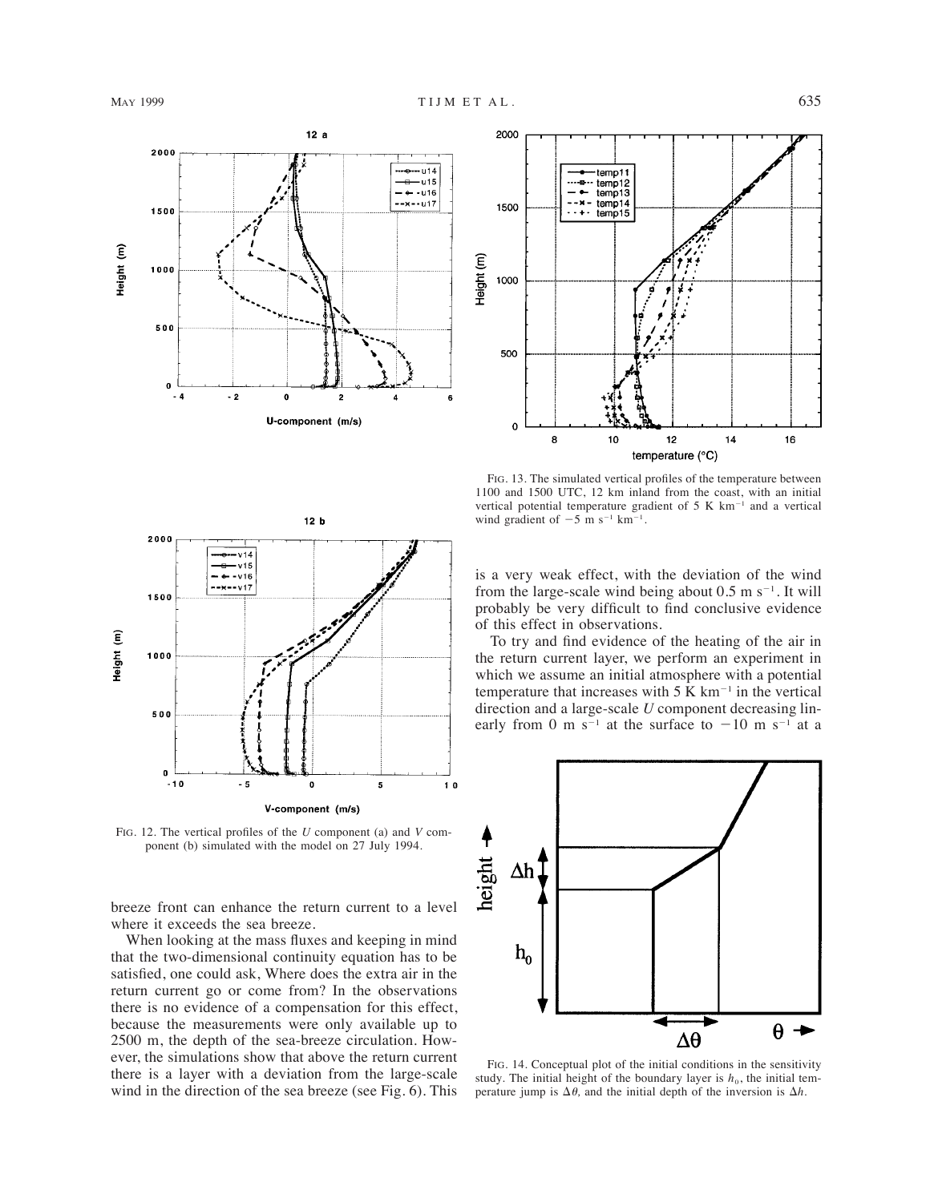FIG. 12. The vertical profiles of the $U$ component (a) and $V$ component (b) simulated with the model on 27 July 1994.

FIG. 13. The simulated vertical profiles of the temperature between 1100 and 1500 UTC, 12 km inland from the coast, with an initial vertical potential temperature gradient of 5 K km$^{-1}$ and a vertical wind gradient of $-5$ m s$^{-1}$ km$^{-1}$.

breeze front can enhance the return current to a level where it exceeds the sea breeze.

When looking at the mass fluxes and keeping in mind that the two-dimensional continuity equation has to be satisfied, one could ask, Where does the extra air in the return current go or come from? In the observations there is no evidence of a compensation for this effect, because the measurements were only available up to 2500 m, the depth of the sea-breeze circulation. However, the simulations show that above the return current there is a layer with a deviation from the large-scale wind in the direction of the sea breeze (see Fig. 6). This is a very weak effect, with the deviation of the wind from the large-scale wind being about 0.5 m s$^{-1}$. It will probably be very difficult to find conclusive evidence of this effect in observations.

To try and find evidence of the heating of the air in the return current layer, we perform an experiment in which we assume an initial atmosphere with a potential temperature that increases with 5 K km$^{-1}$ in the vertical direction and a large-scale $U$ component decreasing linearly from 0 m s$^{-1}$ at the surface to $-10$ m s$^{-1}$ at a

FIG. 14. Conceptual plot of the initial conditions in the sensitivity study. The initial height of the boundary layer is $h_0$, the initial temperature jump is $\Delta\theta$, and the initial depth of the inversion is $\Delta h$.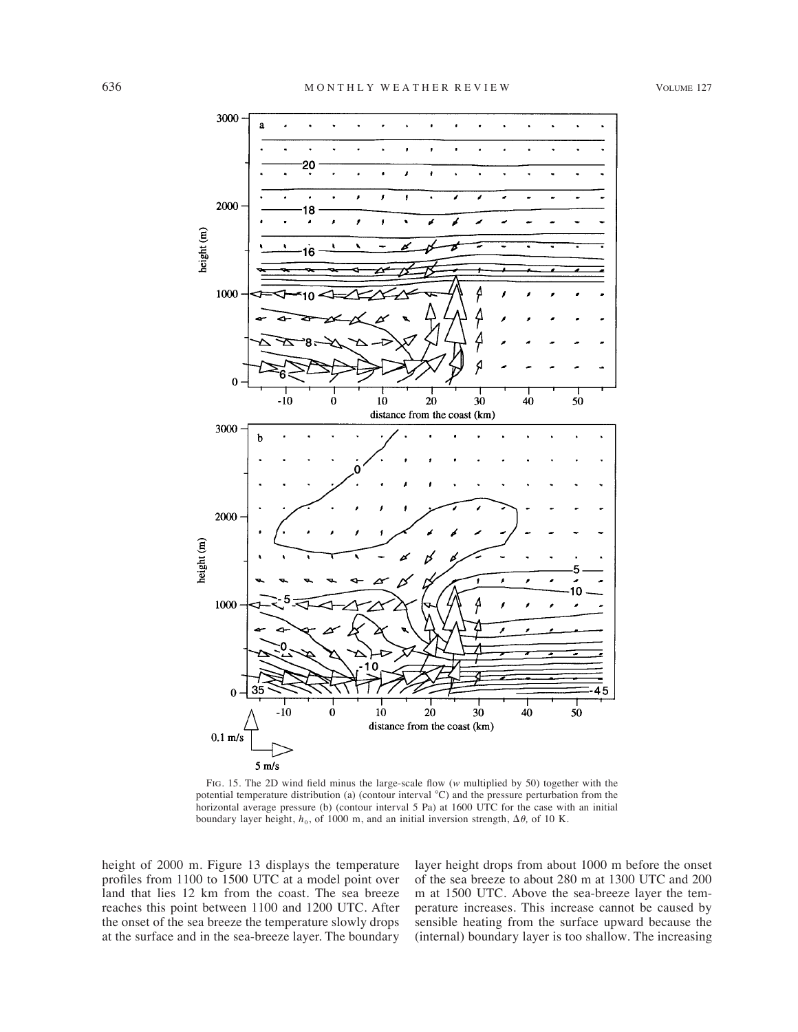FIG. 15. The 2D wind field minus the large-scale flow ($w$ multiplied by 50) together with the potential temperature distribution (a) (contour interval °C) and the pressure perturbation from the horizontal average pressure (b) (contour interval 5 Pa) at 1600 UTC for the case with an initial boundary layer height, $h_0$, of 1000 m, and an initial inversion strength, $\Delta\theta$, of 10 K.

height of 2000 m. Figure 13 displays the temperature profiles from 1100 to 1500 UTC at a model point over land that lies 12 km from the coast. The sea breeze reaches this point between 1100 and 1200 UTC. After the onset of the sea breeze the temperature slowly drops at the surface and in the sea-breeze layer. The boundary layer height drops from about 1000 m before the onset of the sea breeze to about 280 m at 1300 UTC and 200 m at 1500 UTC. Above the sea-breeze layer the temperature increases. This increase cannot be caused by sensible heating from the surface upward because the (internal) boundary layer is too shallow. The increasing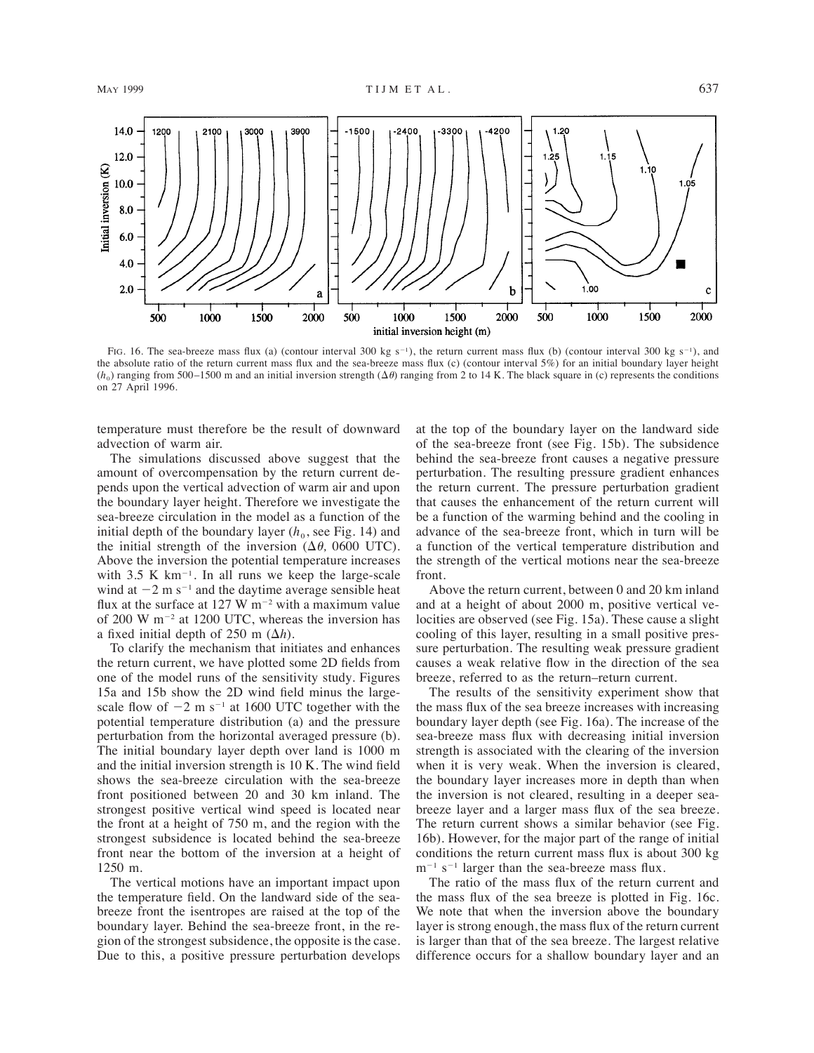FIG. 16. The sea-breeze mass flux (a) (contour interval 300 kg s$^{-1}$), the return current mass flux (b) (contour interval 300 kg s$^{-1}$), and the absolute ratio of the return current mass flux and the sea-breeze mass flux (c) (contour interval 5%) for an initial boundary layer height ($h_0$) ranging from 500–1500 m and an initial inversion strength ($\Delta\theta$) ranging from 2 to 14 K. The black square in (c) represents the conditions on 27 April 1996.

temperature must therefore be the result of downward advection of warm air.

The simulations discussed above suggest that the amount of overcompensation by the return current depends upon the vertical advection of warm air and upon the boundary layer height. Therefore we investigate the sea-breeze circulation in the model as a function of the initial depth of the boundary layer ($h_0$, see Fig. 14) and the initial strength of the inversion ($\Delta\theta$, 0600 UTC). Above the inversion the potential temperature increases with 3.5 K km$^{-1}$. In all runs we keep the large-scale wind at $-2$ m s$^{-1}$ and the daytime average sensible heat flux at the surface at 127 W m$^{-2}$ with a maximum value of 200 W m$^{-2}$ at 1200 UTC, whereas the inversion has a fixed initial depth of 250 m ($\Delta h$).

To clarify the mechanism that initiates and enhances the return current, we have plotted some 2D fields from one of the model runs of the sensitivity study. Figures 15a and 15b show the 2D wind field minus the large-scale flow of $-2$ m s$^{-1}$ at 1600 UTC together with the potential temperature distribution (a) and the pressure perturbation from the horizontal averaged pressure (b). The initial boundary layer depth over land is 1000 m and the initial inversion strength is 10 K. The wind field shows the sea-breeze circulation with the sea-breeze front positioned between 20 and 30 km inland. The strongest positive vertical wind speed is located near the front at a height of 750 m, and the region with the strongest subsidence is located behind the sea-breeze front near the bottom of the inversion at a height of 1250 m.

The vertical motions have an important impact upon the temperature field. On the landward side of the sea-breeze front the isentropes are raised at the top of the boundary layer. Behind the sea-breeze front, in the region of the strongest subsidence, the opposite is the case. Due to this, a positive pressure perturbation develops at the top of the boundary layer on the landward side of the sea-breeze front (see Fig. 15b). The subsidence behind the sea-breeze front causes a negative pressure perturbation. The resulting pressure gradient enhances the return current. The pressure perturbation gradient that causes the enhancement of the return current will be a function of the warming behind and the cooling in advance of the sea-breeze front, which in turn will be a function of the vertical temperature distribution and the strength of the vertical motions near the sea-breeze front.

Above the return current, between 0 and 20 km inland and at a height of about 2000 m, positive vertical velocities are observed (see Fig. 15a). These cause a slight cooling of this layer, resulting in a small positive pressure perturbation. The resulting weak pressure gradient causes a weak relative flow in the direction of the sea breeze, referred to as the return–return current.

The results of the sensitivity experiment show that the mass flux of the sea breeze increases with increasing boundary layer depth (see Fig. 16a). The increase of the sea-breeze mass flux with decreasing initial inversion strength is associated with the clearing of the inversion when it is very weak. When the inversion is cleared, the boundary layer increases more in depth than when the inversion is not cleared, resulting in a deeper sea-breeze layer and a larger mass flux of the sea breeze. The return current shows a similar behavior (see Fig. 16b). However, for the major part of the range of initial conditions the return current mass flux is about 300 kg m$^{-1}$ s$^{-1}$ larger than the sea-breeze mass flux.

The ratio of the mass flux of the return current and the mass flux of the sea breeze is plotted in Fig. 16c. We note that when the inversion above the boundary layer is strong enough, the mass flux of the return current is larger than that of the sea breeze. The largest relative difference occurs for a shallow boundary layer and an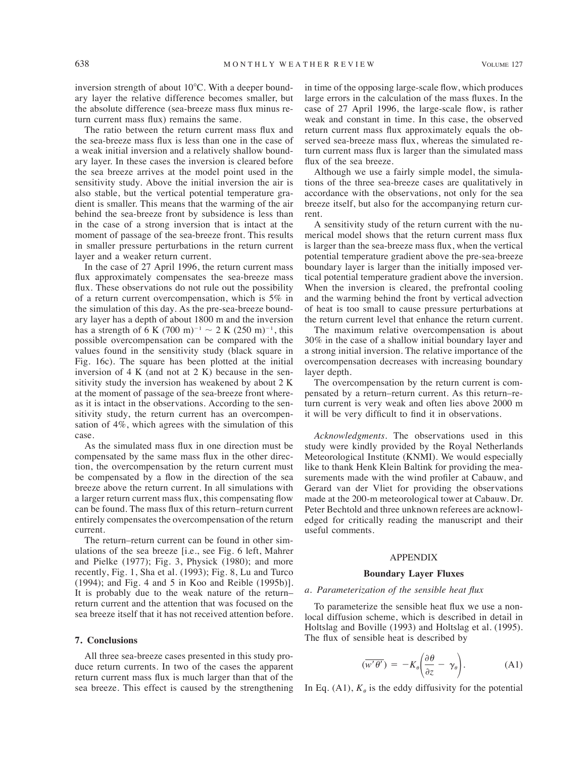inversion strength of about 10°C. With a deeper boundary layer the relative difference becomes smaller, but the absolute difference (sea-breeze mass flux minus return current mass flux) remains the same.

The ratio between the return current mass flux and the sea-breeze mass flux is less than one in the case of a weak initial inversion and a relatively shallow boundary layer. In these cases the inversion is cleared before the sea breeze arrives at the model point used in the sensitivity study. Above the initial inversion the air is also stable, but the vertical potential temperature gradient is smaller. This means that the warming of the air behind the sea-breeze front by subsidence is less than in the case of a strong inversion that is intact at the moment of passage of the sea-breeze front. This results in smaller pressure perturbations in the return current layer and a weaker return current.

In the case of 27 April 1996, the return current mass flux approximately compensates the sea-breeze mass flux. These observations do not rule out the possibility of a return current overcompensation, which is 5% in the simulation of this day. As the pre-sea-breeze boundary layer has a depth of about 1800 m and the inversion has a strength of 6 K $(700\ \mathrm{m})^{-1} \sim 2$ K $(250\ \mathrm{m})^{-1}$, this possible overcompensation can be compared with the values found in the sensitivity study (black square in Fig. 16c). The square has been plotted at the initial inversion of 4 K (and not at 2 K) because in the sensitivity study the inversion has weakened by about 2 K at the moment of passage of the sea-breeze front whereas it is intact in the observations. According to the sensitivity study, the return current has an overcompensation of 4%, which agrees with the simulation of this case.

As the simulated mass flux in one direction must be compensated by the same mass flux in the other direction, the overcompensation by the return current must be compensated by a flow in the direction of the sea breeze above the return current. In all simulations with a larger return current mass flux, this compensating flow can be found. The mass flux of this return–return current entirely compensates the overcompensation of the return current.

The return–return current can be found in other simulations of the sea breeze [i.e., see Fig. 6 left, Mahrer and Pielke (1977); Fig. 3, Physick (1980); and more recently, Fig. 1, Sha et al. (1993); Fig. 8, Lu and Turco (1994); and Fig. 4 and 5 in Koo and Reible (1995b)]. It is probably due to the weak nature of the return–return current and the attention that was focused on the sea breeze itself that it has not received attention before.

## 7. Conclusions

All three sea-breeze cases presented in this study produce return currents. In two of the cases the apparent return current mass flux is much larger than that of the sea breeze. This effect is caused by the strengthening in time of the opposing large-scale flow, which produces large errors in the calculation of the mass fluxes. In the case of 27 April 1996, the large-scale flow, is rather weak and constant in time. In this case, the observed return current mass flux approximately equals the observed sea-breeze mass flux, whereas the simulated return current mass flux is larger than the simulated mass flux of the sea breeze.

Although we use a fairly simple model, the simulations of the three sea-breeze cases are qualitatively in accordance with the observations, not only for the sea breeze itself, but also for the accompanying return current.

A sensitivity study of the return current with the numerical model shows that the return current mass flux is larger than the sea-breeze mass flux, when the vertical potential temperature gradient above the pre-sea-breeze boundary layer is larger than the initially imposed vertical potential temperature gradient above the inversion. When the inversion is cleared, the prefrontal cooling and the warming behind the front by vertical advection of heat is too small to cause pressure perturbations at the return current level that enhance the return current.

The maximum relative overcompensation is about 30% in the case of a shallow initial boundary layer and a strong initial inversion. The relative importance of the overcompensation decreases with increasing boundary layer depth.

The overcompensation by the return current is compensated by a return–return current. As this return–return current is very weak and often lies above 2000 m it will be very difficult to find it in observations.

*Acknowledgments.* The observations used in this study were kindly provided by the Royal Netherlands Meteorological Institute (KNMI). We would especially like to thank Henk Klein Baltink for providing the measurements made with the wind profiler at Cabauw, and Gerard van der Vliet for providing the observations made at the 200-m meteorological tower at Cabauw. Dr. Peter Bechtold and three unknown referees are acknowledged for critically reading the manuscript and their useful comments.

## APPENDIX

### Boundary Layer Fluxes

*a. Parameterization of the sensible heat flux*

To parameterize the sensible heat flux we use a nonlocal diffusion scheme, which is described in detail in Holtslag and Boville (1993) and Holtslag et al. (1995). The flux of sensible heat is described by

$$(\overline{w'\theta'}) = -K_\theta\left(\frac{\partial \theta}{\partial z} - \gamma_\theta\right). \tag{A1}$$

In Eq. (A1), $K_\theta$ is the eddy diffusivity for the potential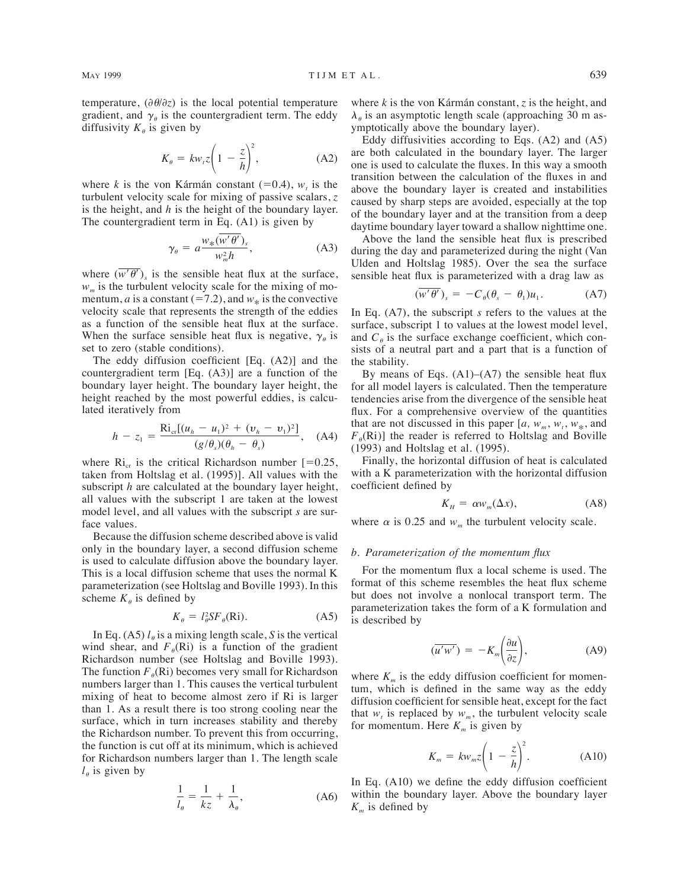temperature, $(\partial\theta/\partial z)$ is the local potential temperature gradient, and $\gamma_\theta$ is the countergradient term. The eddy diffusivity $K_\theta$ is given by

$$K_\theta = kw_t z\left(1 - \frac{z}{h}\right)^2, \tag{A2}$$

where $k$ is the von Kármán constant (=0.4), $w_t$ is the turbulent velocity scale for mixing of passive scalars, $z$ is the height, and $h$ is the height of the boundary layer. The countergradient term in Eq. (A1) is given by

$$\gamma_\theta = a\frac{w_*(\overline{w'\theta'})_s}{w_m^2 h}, \tag{A3}$$

where $(\overline{w'\theta'})_s$ is the sensible heat flux at the surface, $w_m$ is the turbulent velocity scale for the mixing of momentum, $a$ is a constant (=7.2), and $w_*$ is the convective velocity scale that represents the strength of the eddies as a function of the sensible heat flux at the surface. When the surface sensible heat flux is negative, $\gamma_\theta$ is set to zero (stable conditions).

The eddy diffusion coefficient [Eq. (A2)] and the countergradient term [Eq. (A3)] are a function of the boundary layer height. The boundary layer height, the height reached by the most powerful eddies, is calculated iteratively from

$$h - z_1 = \frac{\mathrm{Ri}_{\mathrm{cr}}[(u_h - u_1)^2 + (v_h - v_1)^2]}{(g/\theta_s)(\theta_h - \theta_s)}, \tag{A4}$$

where $\mathrm{Ri}_{\mathrm{cr}}$ is the critical Richardson number [=0.25, taken from Holtslag et al. (1995)]. All values with the subscript $h$ are calculated at the boundary layer height, all values with the subscript 1 are taken at the lowest model level, and all values with the subscript $s$ are surface values.

Because the diffusion scheme described above is valid only in the boundary layer, a second diffusion scheme is used to calculate diffusion above the boundary layer. This is a local diffusion scheme that uses the normal K parameterization (see Holtslag and Boville 1993). In this scheme $K_\theta$ is defined by

$$K_\theta = l_\theta^2 S F_\theta(\mathrm{Ri}). \tag{A5}$$

In Eq. (A5) $l_\theta$ is a mixing length scale, $S$ is the vertical wind shear, and $F_\theta(\mathrm{Ri})$ is a function of the gradient Richardson number (see Holtslag and Boville 1993). The function $F_\theta(\mathrm{Ri})$ becomes very small for Richardson numbers larger than 1. This causes the vertical turbulent mixing of heat to become almost zero if Ri is larger than 1. As a result there is too strong cooling near the surface, which in turn increases stability and thereby the Richardson number. To prevent this from occurring, the function is cut off at its minimum, which is achieved for Richardson numbers larger than 1. The length scale $l_\theta$ is given by

$$\frac{1}{l_\theta} = \frac{1}{kz} + \frac{1}{\lambda_\theta}, \tag{A6}$$

where $k$ is the von Kármán constant, $z$ is the height, and $\lambda_\theta$ is an asymptotic length scale (approaching 30 m asymptotically above the boundary layer).

Eddy diffusivities according to Eqs. (A2) and (A5) are both calculated in the boundary layer. The larger one is used to calculate the fluxes. In this way a smooth transition between the calculation of the fluxes in and above the boundary layer is created and instabilities caused by sharp steps are avoided, especially at the top of the boundary layer and at the transition from a deep daytime boundary layer toward a shallow nighttime one.

Above the land the sensible heat flux is prescribed during the day and parameterized during the night (Van Ulden and Holtslag 1985). Over the sea the surface sensible heat flux is parameterized with a drag law as

$$(\overline{w'\theta'})_s = -C_\theta(\theta_s - \theta_1)u_1. \tag{A7}$$

In Eq. (A7), the subscript $s$ refers to the values at the surface, subscript 1 to values at the lowest model level, and $C_\theta$ is the surface exchange coefficient, which consists of a neutral part and a part that is a function of the stability.

By means of Eqs. (A1)–(A7) the sensible heat flux for all model layers is calculated. Then the temperature tendencies arise from the divergence of the sensible heat flux. For a comprehensive overview of the quantities that are not discussed in this paper [$a$, $w_m$, $w_t$, $w_*$, and $F_\theta(\mathrm{Ri})$] the reader is referred to Holtslag and Boville (1993) and Holtslag et al. (1995).

Finally, the horizontal diffusion of heat is calculated with a K parameterization with the horizontal diffusion coefficient defined by

$$K_H = \alpha w_m(\Delta x), \tag{A8}$$

where $\alpha$ is 0.25 and $w_m$ the turbulent velocity scale.

### *b. Parameterization of the momentum flux*

For the momentum flux a local scheme is used. The format of this scheme resembles the heat flux scheme but does not involve a nonlocal transport term. The parameterization takes the form of a K formulation and is described by

$$(\overline{u'w'}) = -K_m\left(\frac{\partial u}{\partial z}\right), \tag{A9}$$

where $K_m$ is the eddy diffusion coefficient for momentum, which is defined in the same way as the eddy diffusion coefficient for sensible heat, except for the fact that $w_t$ is replaced by $w_m$, the turbulent velocity scale for momentum. Here $K_m$ is given by

$$K_m = kw_m z\left(1 - \frac{z}{h}\right)^2. \tag{A10}$$

In Eq. (A10) we define the eddy diffusion coefficient within the boundary layer. Above the boundary layer $K_m$ is defined by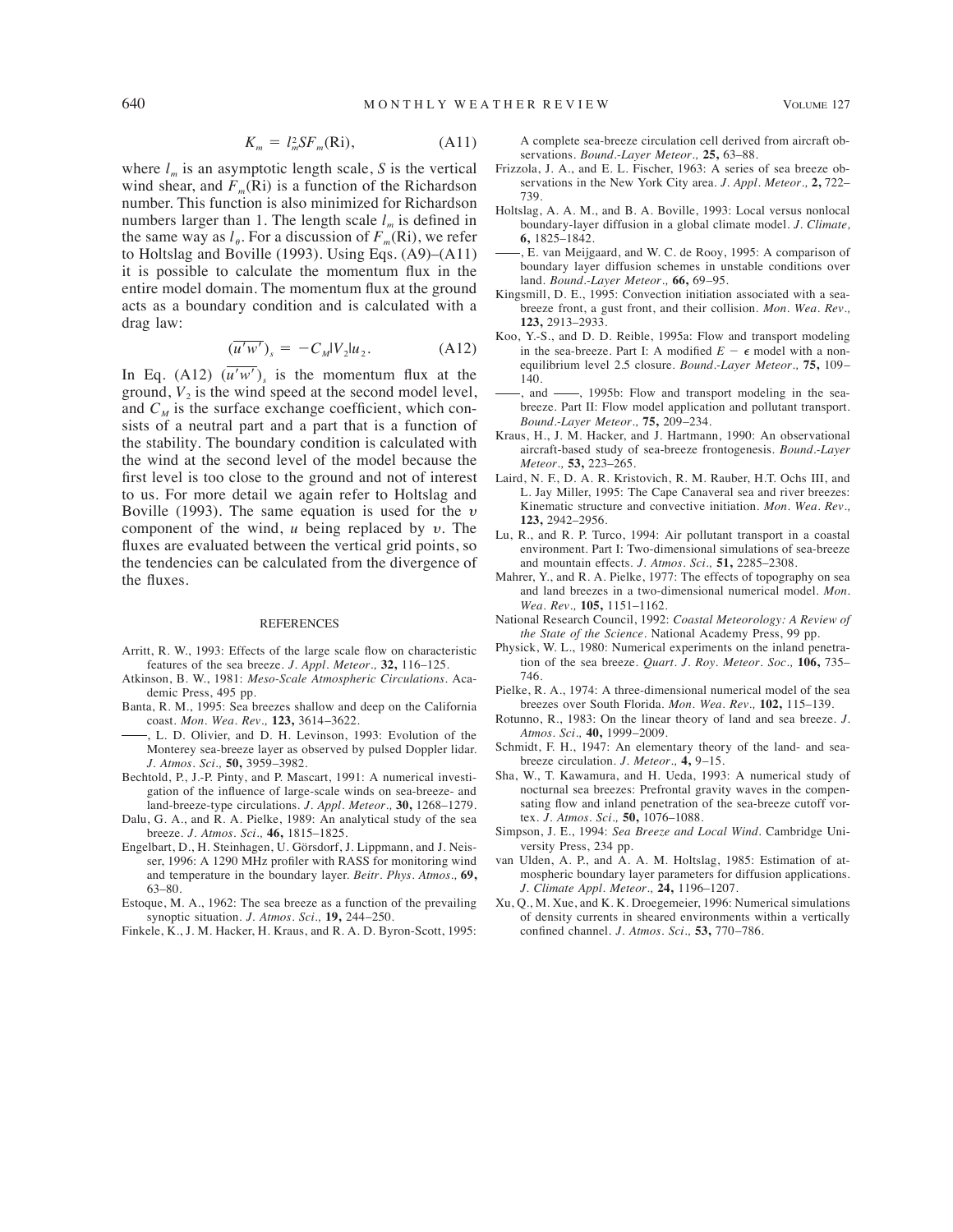$$K_m = l_m^2 S F_m(\mathrm{Ri}), \tag{A11}$$

where $l_m$ is an asymptotic length scale, $S$ is the vertical wind shear, and $F_m(\mathrm{Ri})$ is a function of the Richardson number. This function is also minimized for Richardson numbers larger than 1. The length scale $l_m$ is defined in the same way as $l_\theta$. For a discussion of $F_m(\mathrm{Ri})$, we refer to Holtslag and Boville (1993). Using Eqs. (A9)–(A11) it is possible to calculate the momentum flux in the entire model domain. The momentum flux at the ground acts as a boundary condition and is calculated with a drag law:

$$(\overline{u'w'})_s = -C_M|V_2|u_2. \tag{A12}$$

In Eq. (A12) $(\overline{u'w'})_s$ is the momentum flux at the ground, $V_2$ is the wind speed at the second model level, and $C_M$ is the surface exchange coefficient, which consists of a neutral part and a part that is a function of the stability. The boundary condition is calculated with the wind at the second level of the model because the first level is too close to the ground and not of interest to us. For more detail we again refer to Holtslag and Boville (1993). The same equation is used for the $v$ component of the wind, $u$ being replaced by $v$. The fluxes are evaluated between the vertical grid points, so the tendencies can be calculated from the divergence of the fluxes.

## REFERENCES

Arritt, R. W., 1993: Effects of the large scale flow on characteristic features of the sea breeze. *J. Appl. Meteor.,* **32,** 116–125.

Atkinson, B. W., 1981: *Meso-Scale Atmospheric Circulations.* Academic Press, 495 pp.

Banta, R. M., 1995: Sea breezes shallow and deep on the California coast. *Mon. Wea. Rev.,* **123,** 3614–3622.

——, L. D. Olivier, and D. H. Levinson, 1993: Evolution of the Monterey sea-breeze layer as observed by pulsed Doppler lidar. *J. Atmos. Sci.,* **50,** 3959–3982.

Bechtold, P., J.-P. Pinty, and P. Mascart, 1991: A numerical investigation of the influence of large-scale winds on sea-breeze- and land-breeze-type circulations. *J. Appl. Meteor.,* **30,** 1268–1279.

Dalu, G. A., and R. A. Pielke, 1989: An analytical study of the sea breeze. *J. Atmos. Sci.,* **46,** 1815–1825.

Engelbart, D., H. Steinhagen, U. Görsdorf, J. Lippmann, and J. Neisser, 1996: A 1290 MHz profiler with RASS for monitoring wind and temperature in the boundary layer. *Beitr. Phys. Atmos.,* **69,** 63–80.

Estoque, M. A., 1962: The sea breeze as a function of the prevailing synoptic situation. *J. Atmos. Sci.,* **19,** 244–250.

Finkele, K., J. M. Hacker, H. Kraus, and R. A. D. Byron-Scott, 1995: A complete sea-breeze circulation cell derived from aircraft observations. *Bound.-Layer Meteor.,* **25,** 63–88.

Frizzola, J. A., and E. L. Fischer, 1963: A series of sea breeze observations in the New York City area. *J. Appl. Meteor.,* **2,** 722–739.

Holtslag, A. A. M., and B. A. Boville, 1993: Local versus nonlocal boundary-layer diffusion in a global climate model. *J. Climate,* **6,** 1825–1842.

——, E. van Meijgaard, and W. C. de Rooy, 1995: A comparison of boundary layer diffusion schemes in unstable conditions over land. *Bound.-Layer Meteor.,* **66,** 69–95.

Kingsmill, D. E., 1995: Convection initiation associated with a sea-breeze front, a gust front, and their collision. *Mon. Wea. Rev.,* **123,** 2913–2933.

Koo, Y.-S., and D. D. Reible, 1995a: Flow and transport modeling in the sea-breeze. Part I: A modified $E - \epsilon$ model with a non-equilibrium level 2.5 closure. *Bound.-Layer Meteor.,* **75,** 109–140.

——, and ——, 1995b: Flow and transport modeling in the sea-breeze. Part II: Flow model application and pollutant transport. *Bound.-Layer Meteor.,* **75,** 209–234.

Kraus, H., J. M. Hacker, and J. Hartmann, 1990: An observational aircraft-based study of sea-breeze frontogenesis. *Bound.-Layer Meteor.,* **53,** 223–265.

Laird, N. F., D. A. R. Kristovich, R. M. Rauber, H.T. Ochs III, and L. Jay Miller, 1995: The Cape Canaveral sea and river breezes: Kinematic structure and convective initiation. *Mon. Wea. Rev.,* **123,** 2942–2956.

Lu, R., and R. P. Turco, 1994: Air pollutant transport in a coastal environment. Part I: Two-dimensional simulations of sea-breeze and mountain effects. *J. Atmos. Sci.,* **51,** 2285–2308.

Mahrer, Y., and R. A. Pielke, 1977: The effects of topography on sea and land breezes in a two-dimensional numerical model. *Mon. Wea. Rev.,* **105,** 1151–1162.

National Research Council, 1992: *Coastal Meteorology: A Review of the State of the Science.* National Academy Press, 99 pp.

Physick, W. L., 1980: Numerical experiments on the inland penetration of the sea breeze. *Quart. J. Roy. Meteor. Soc.,* **106,** 735–746.

Pielke, R. A., 1974: A three-dimensional numerical model of the sea breezes over South Florida. *Mon. Wea. Rev.,* **102,** 115–139.

Rotunno, R., 1983: On the linear theory of land and sea breeze. *J. Atmos. Sci.,* **40,** 1999–2009.

Schmidt, F. H., 1947: An elementary theory of the land- and sea-breeze circulation. *J. Meteor.,* **4,** 9–15.

Sha, W., T. Kawamura, and H. Ueda, 1993: A numerical study of nocturnal sea breezes: Prefrontal gravity waves in the compensating flow and inland penetration of the sea-breeze cutoff vortex. *J. Atmos. Sci.,* **50,** 1076–1088.

Simpson, J. E., 1994: *Sea Breeze and Local Wind.* Cambridge University Press, 234 pp.

van Ulden, A. P., and A. A. M. Holtslag, 1985: Estimation of atmospheric boundary layer parameters for diffusion applications. *J. Climate Appl. Meteor.,* **24,** 1196–1207.

Xu, Q., M. Xue, and K. K. Droegemeier, 1996: Numerical simulations of density currents in sheared environments within a vertically confined channel. *J. Atmos. Sci.,* **53,** 770–786.